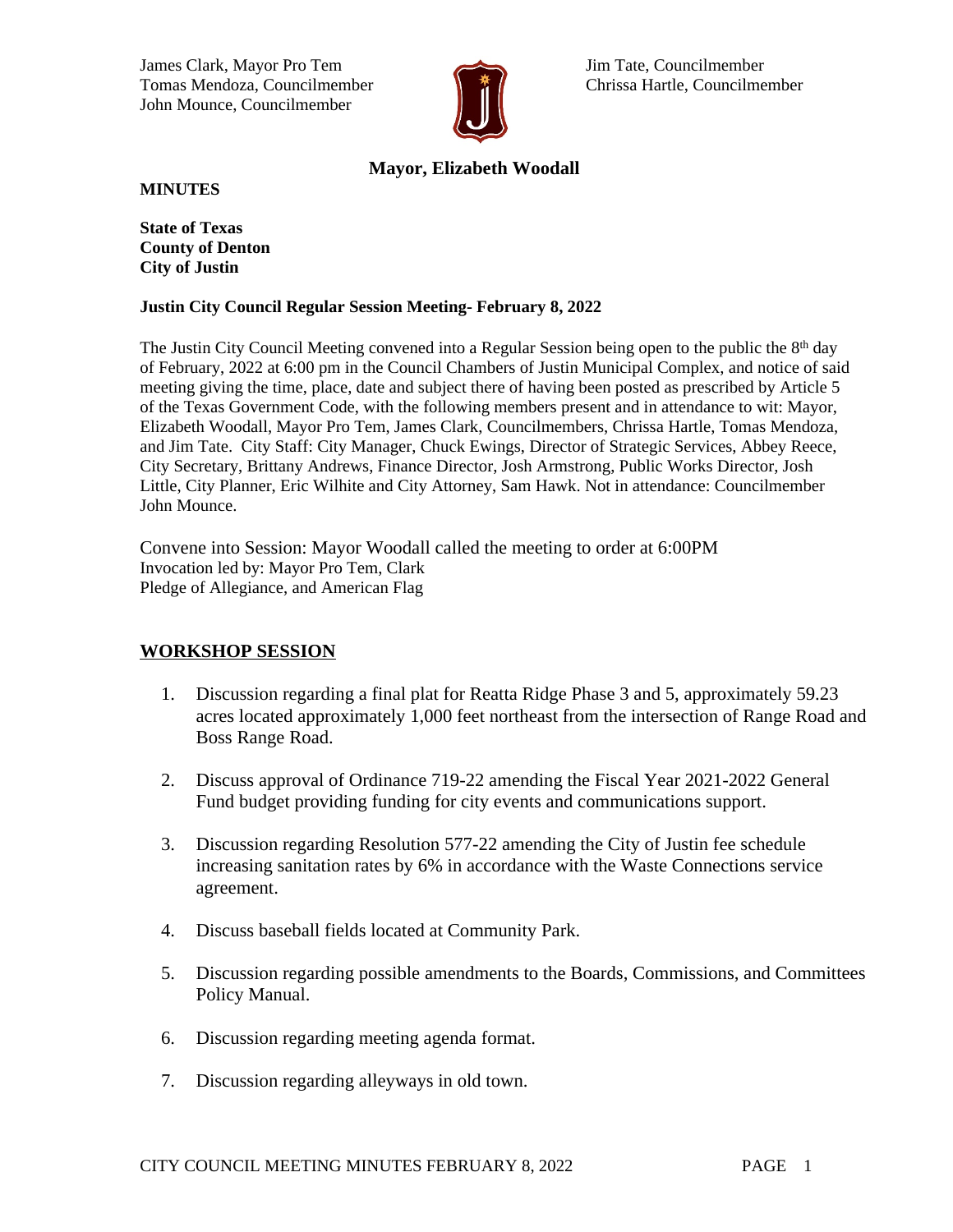James Clark, Mayor Pro Tem
Tomas Mendoza, Councilmember
John Mounce, Councilmember

Jim Tate, Councilmember
Chrissa Hartle, Councilmember

**Mayor, Elizabeth Woodall**

**MINUTES**

**State of Texas**
**County of Denton**
**City of Justin**

**Justin City Council Regular Session Meeting- February 8, 2022**

The Justin City Council Meeting convened into a Regular Session being open to the public the 8th day of February, 2022 at 6:00 pm in the Council Chambers of Justin Municipal Complex, and notice of said meeting giving the time, place, date and subject there of having been posted as prescribed by Article 5 of the Texas Government Code, with the following members present and in attendance to wit: Mayor, Elizabeth Woodall, Mayor Pro Tem, James Clark, Councilmembers, Chrissa Hartle, Tomas Mendoza, and Jim Tate. City Staff: City Manager, Chuck Ewings, Director of Strategic Services, Abbey Reece, City Secretary, Brittany Andrews, Finance Director, Josh Armstrong, Public Works Director, Josh Little, City Planner, Eric Wilhite and City Attorney, Sam Hawk. Not in attendance: Councilmember John Mounce.

Convene into Session: Mayor Woodall called the meeting to order at 6:00PM
Invocation led by: Mayor Pro Tem, Clark
Pledge of Allegiance, and American Flag

## WORKSHOP SESSION

1. Discussion regarding a final plat for Reatta Ridge Phase 3 and 5, approximately 59.23 acres located approximately 1,000 feet northeast from the intersection of Range Road and Boss Range Road.

2. Discuss approval of Ordinance 719-22 amending the Fiscal Year 2021-2022 General Fund budget providing funding for city events and communications support.

3. Discussion regarding Resolution 577-22 amending the City of Justin fee schedule increasing sanitation rates by 6% in accordance with the Waste Connections service agreement.

4. Discuss baseball fields located at Community Park.

5. Discussion regarding possible amendments to the Boards, Commissions, and Committees Policy Manual.

6. Discussion regarding meeting agenda format.

7. Discussion regarding alleyways in old town.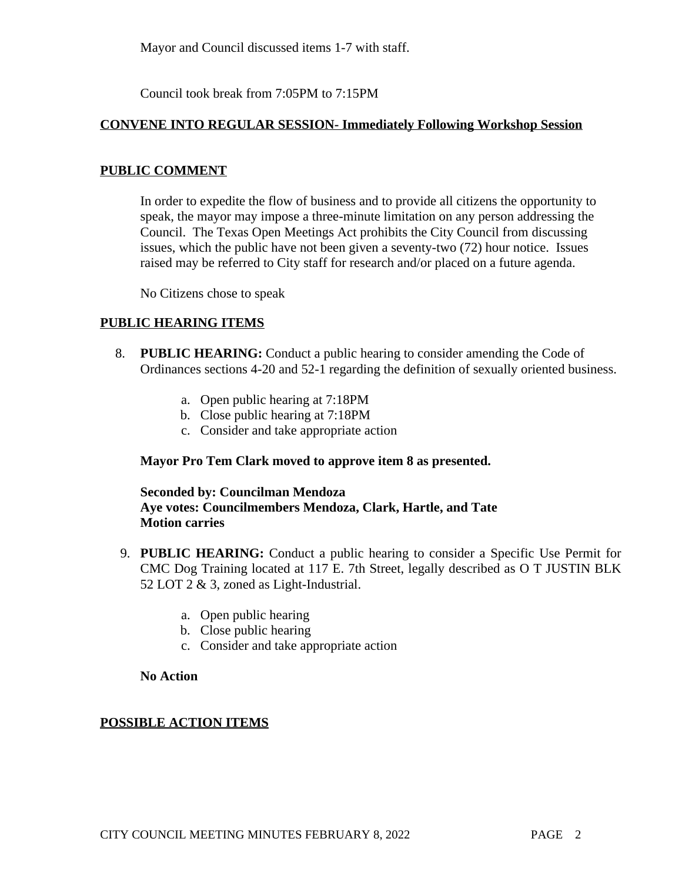Mayor and Council discussed items 1-7 with staff.

Council took break from 7:05PM to 7:15PM

## CONVENE INTO REGULAR SESSION- Immediately Following Workshop Session

## PUBLIC COMMENT

In order to expedite the flow of business and to provide all citizens the opportunity to speak, the mayor may impose a three-minute limitation on any person addressing the Council. The Texas Open Meetings Act prohibits the City Council from discussing issues, which the public have not been given a seventy-two (72) hour notice. Issues raised may be referred to City staff for research and/or placed on a future agenda.

No Citizens chose to speak

## PUBLIC HEARING ITEMS

8. **PUBLIC HEARING:** Conduct a public hearing to consider amending the Code of Ordinances sections 4-20 and 52-1 regarding the definition of sexually oriented business.

   a. Open public hearing at 7:18PM
   b. Close public hearing at 7:18PM
   c. Consider and take appropriate action

   **Mayor Pro Tem Clark moved to approve item 8 as presented.**

   **Seconded by: Councilman Mendoza**
   **Aye votes: Councilmembers Mendoza, Clark, Hartle, and Tate**
   **Motion carries**

9. **PUBLIC HEARING:** Conduct a public hearing to consider a Specific Use Permit for CMC Dog Training located at 117 E. 7th Street, legally described as O T JUSTIN BLK 52 LOT 2 & 3, zoned as Light-Industrial.

   a. Open public hearing
   b. Close public hearing
   c. Consider and take appropriate action

   **No Action**

## POSSIBLE ACTION ITEMS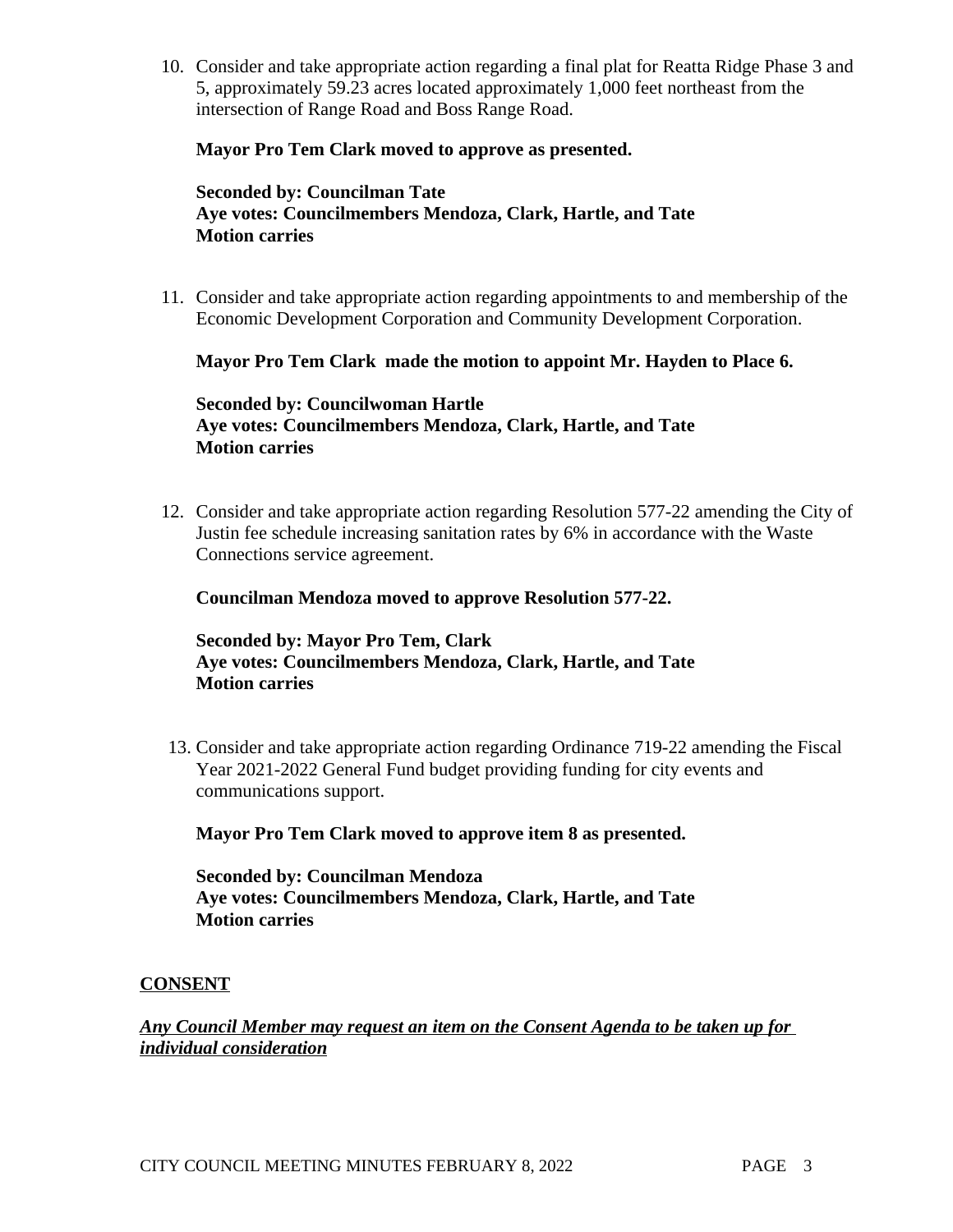10. Consider and take appropriate action regarding a final plat for Reatta Ridge Phase 3 and 5, approximately 59.23 acres located approximately 1,000 feet northeast from the intersection of Range Road and Boss Range Road.

    **Mayor Pro Tem Clark moved to approve as presented.**

    **Seconded by: Councilman Tate**
    **Aye votes: Councilmembers Mendoza, Clark, Hartle, and Tate**
    **Motion carries**

11. Consider and take appropriate action regarding appointments to and membership of the Economic Development Corporation and Community Development Corporation.

    **Mayor Pro Tem Clark made the motion to appoint Mr. Hayden to Place 6.**

    **Seconded by: Councilwoman Hartle**
    **Aye votes: Councilmembers Mendoza, Clark, Hartle, and Tate**
    **Motion carries**

12. Consider and take appropriate action regarding Resolution 577-22 amending the City of Justin fee schedule increasing sanitation rates by 6% in accordance with the Waste Connections service agreement.

    **Councilman Mendoza moved to approve Resolution 577-22.**

    **Seconded by: Mayor Pro Tem, Clark**
    **Aye votes: Councilmembers Mendoza, Clark, Hartle, and Tate**
    **Motion carries**

13. Consider and take appropriate action regarding Ordinance 719-22 amending the Fiscal Year 2021-2022 General Fund budget providing funding for city events and communications support.

    **Mayor Pro Tem Clark moved to approve item 8 as presented.**

    **Seconded by: Councilman Mendoza**
    **Aye votes: Councilmembers Mendoza, Clark, Hartle, and Tate**
    **Motion carries**

**CONSENT**

***Any Council Member may request an item on the Consent Agenda to be taken up for individual consideration***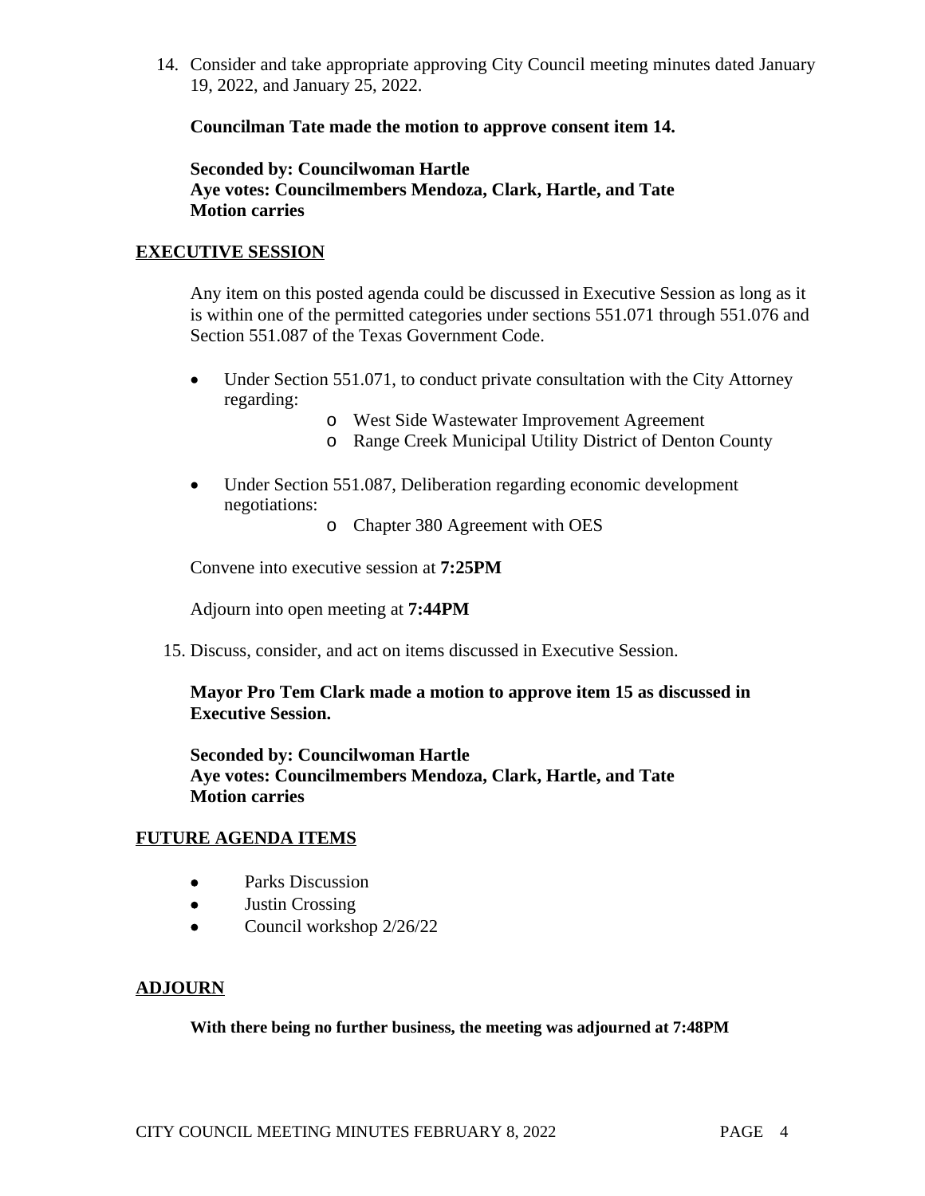14. Consider and take appropriate approving City Council meeting minutes dated January 19, 2022, and January 25, 2022.

    **Councilman Tate made the motion to approve consent item 14.**

    **Seconded by: Councilwoman Hartle**
    **Aye votes: Councilmembers Mendoza, Clark, Hartle, and Tate**
    **Motion carries**

## EXECUTIVE SESSION

Any item on this posted agenda could be discussed in Executive Session as long as it is within one of the permitted categories under sections 551.071 through 551.076 and Section 551.087 of the Texas Government Code.

- Under Section 551.071, to conduct private consultation with the City Attorney regarding:
  - West Side Wastewater Improvement Agreement
  - Range Creek Municipal Utility District of Denton County
- Under Section 551.087, Deliberation regarding economic development negotiations:
  - Chapter 380 Agreement with OES

Convene into executive session at **7:25PM**

Adjourn into open meeting at **7:44PM**

15. Discuss, consider, and act on items discussed in Executive Session.

    **Mayor Pro Tem Clark made a motion to approve item 15 as discussed in Executive Session.**

    **Seconded by: Councilwoman Hartle**
    **Aye votes: Councilmembers Mendoza, Clark, Hartle, and Tate**
    **Motion carries**

## FUTURE AGENDA ITEMS

- Parks Discussion
- Justin Crossing
- Council workshop 2/26/22

## ADJOURN

**With there being no further business, the meeting was adjourned at 7:48PM**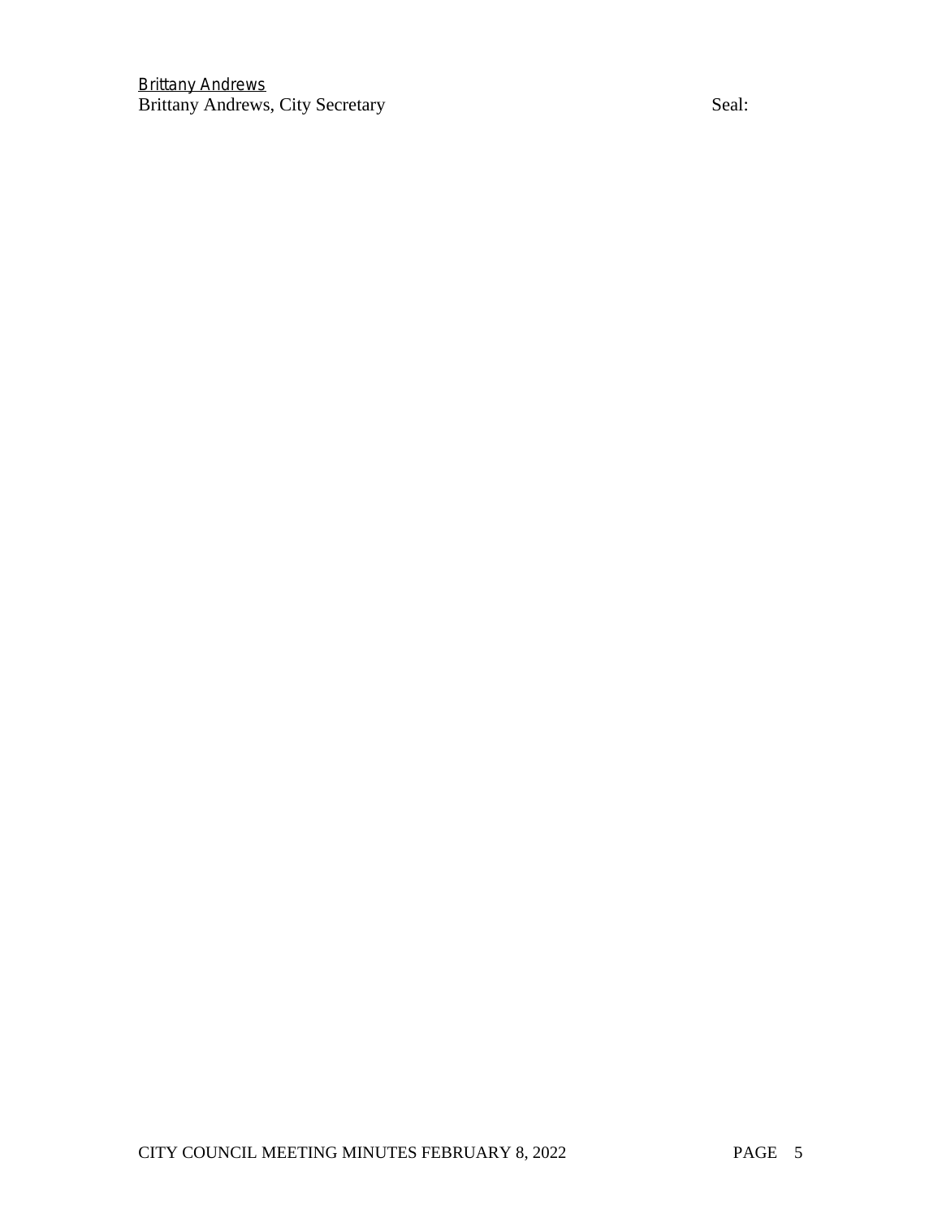<u>Brittany Andrews</u>
Brittany Andrews, City Secretary                                        Seal: